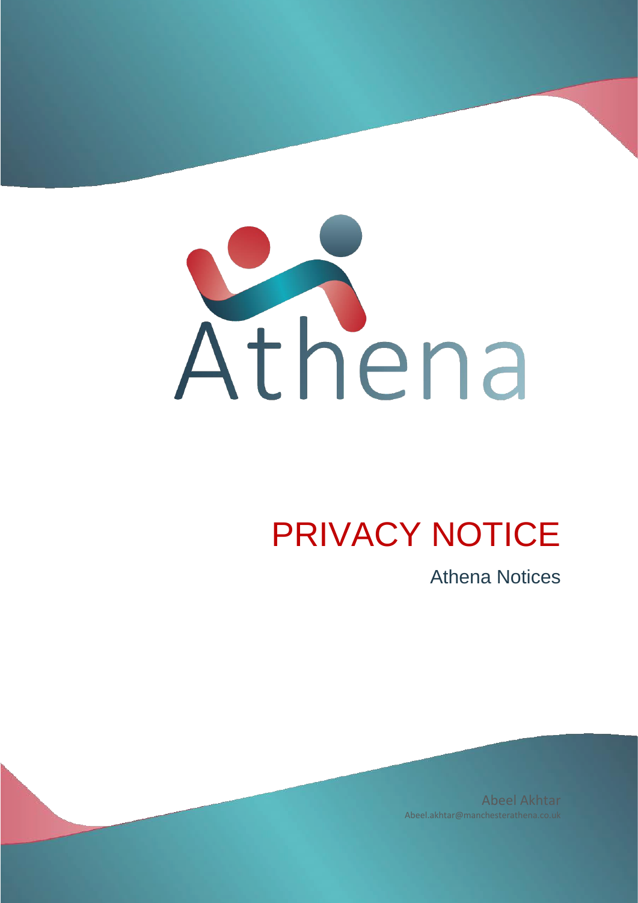Athena

# PRIVACY NOTICE

Athena Notices

Abeel Akhtar
Abeel.akhtar@manchesterathena.co.uk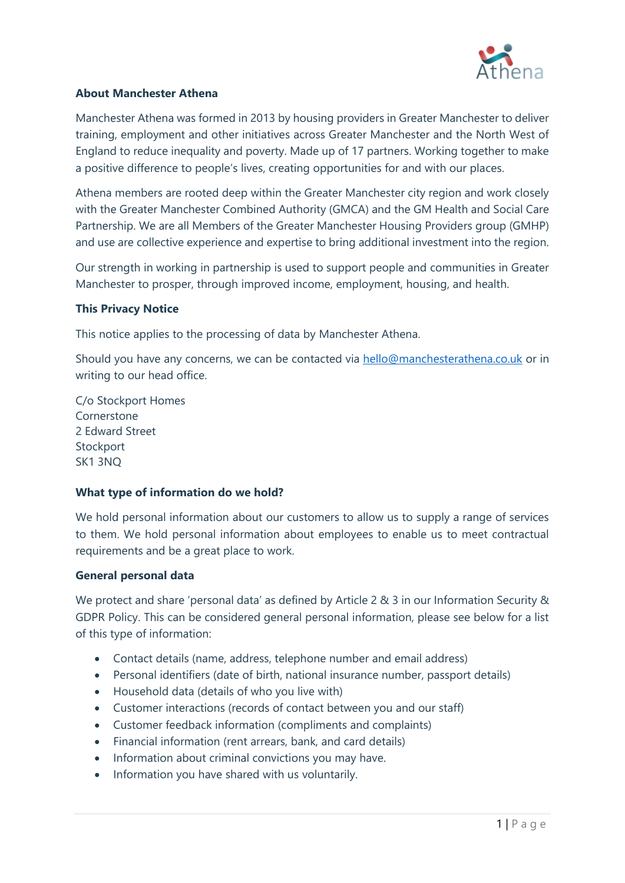**About Manchester Athena**

Manchester Athena was formed in 2013 by housing providers in Greater Manchester to deliver training, employment and other initiatives across Greater Manchester and the North West of England to reduce inequality and poverty. Made up of 17 partners. Working together to make a positive difference to people's lives, creating opportunities for and with our places.

Athena members are rooted deep within the Greater Manchester city region and work closely with the Greater Manchester Combined Authority (GMCA) and the GM Health and Social Care Partnership. We are all Members of the Greater Manchester Housing Providers group (GMHP) and use are collective experience and expertise to bring additional investment into the region.

Our strength in working in partnership is used to support people and communities in Greater Manchester to prosper, through improved income, employment, housing, and health.

**This Privacy Notice**

This notice applies to the processing of data by Manchester Athena.

Should you have any concerns, we can be contacted via hello@manchesterathena.co.uk or in writing to our head office.

C/o Stockport Homes
Cornerstone
2 Edward Street
Stockport
SK1 3NQ

**What type of information do we hold?**

We hold personal information about our customers to allow us to supply a range of services to them. We hold personal information about employees to enable us to meet contractual requirements and be a great place to work.

**General personal data**

We protect and share 'personal data' as defined by Article 2 & 3 in our Information Security & GDPR Policy. This can be considered general personal information, please see below for a list of this type of information:

- Contact details (name, address, telephone number and email address)
- Personal identifiers (date of birth, national insurance number, passport details)
- Household data (details of who you live with)
- Customer interactions (records of contact between you and our staff)
- Customer feedback information (compliments and complaints)
- Financial information (rent arrears, bank, and card details)
- Information about criminal convictions you may have.
- Information you have shared with us voluntarily.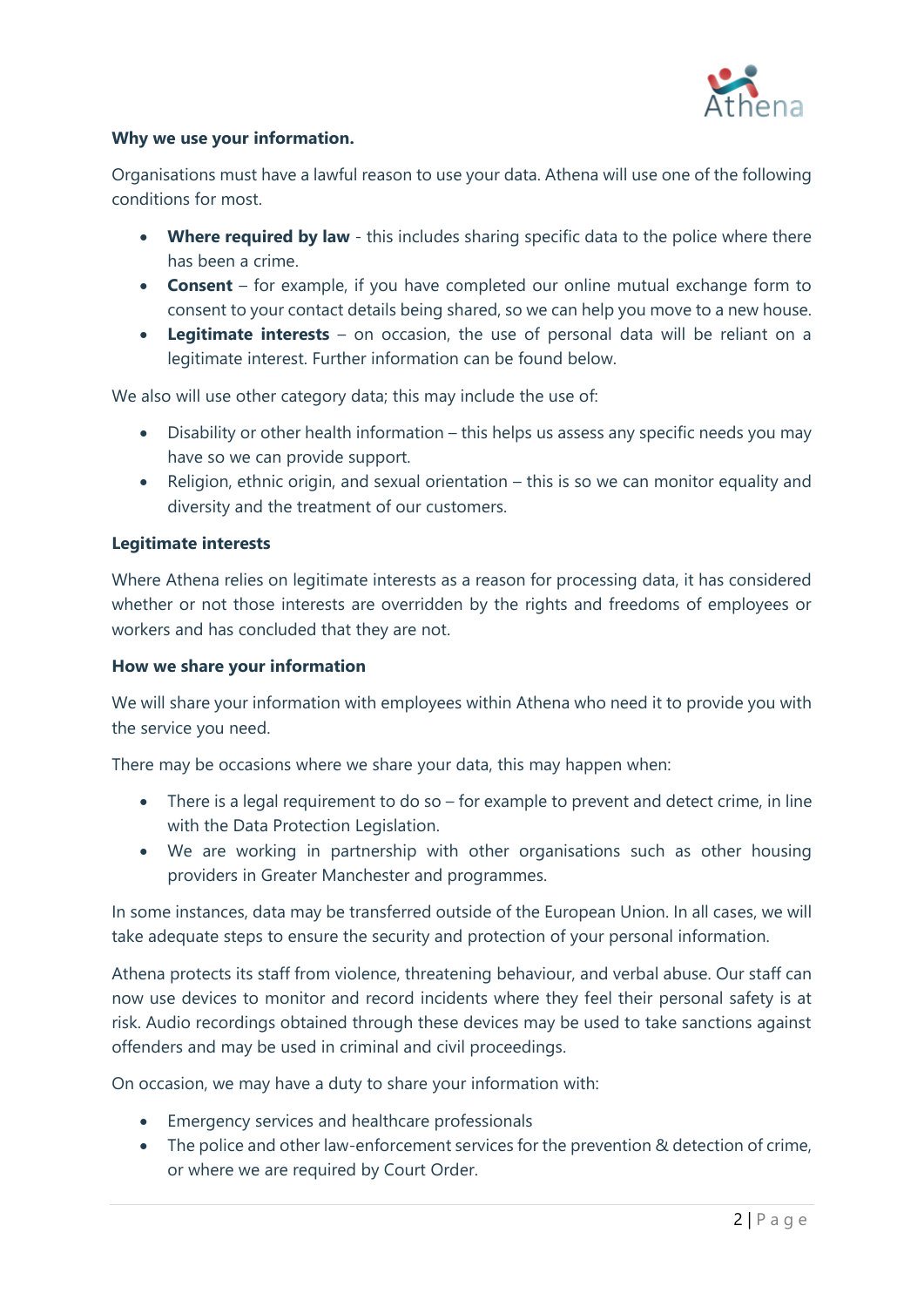**Why we use your information.**

Organisations must have a lawful reason to use your data. Athena will use one of the following conditions for most.

- **Where required by law** - this includes sharing specific data to the police where there has been a crime.
- **Consent** – for example, if you have completed our online mutual exchange form to consent to your contact details being shared, so we can help you move to a new house.
- **Legitimate interests** – on occasion, the use of personal data will be reliant on a legitimate interest. Further information can be found below.

We also will use other category data; this may include the use of:

- Disability or other health information – this helps us assess any specific needs you may have so we can provide support.
- Religion, ethnic origin, and sexual orientation – this is so we can monitor equality and diversity and the treatment of our customers.

**Legitimate interests**

Where Athena relies on legitimate interests as a reason for processing data, it has considered whether or not those interests are overridden by the rights and freedoms of employees or workers and has concluded that they are not.

**How we share your information**

We will share your information with employees within Athena who need it to provide you with the service you need.

There may be occasions where we share your data, this may happen when:

- There is a legal requirement to do so – for example to prevent and detect crime, in line with the Data Protection Legislation.
- We are working in partnership with other organisations such as other housing providers in Greater Manchester and programmes.

In some instances, data may be transferred outside of the European Union. In all cases, we will take adequate steps to ensure the security and protection of your personal information.

Athena protects its staff from violence, threatening behaviour, and verbal abuse. Our staff can now use devices to monitor and record incidents where they feel their personal safety is at risk. Audio recordings obtained through these devices may be used to take sanctions against offenders and may be used in criminal and civil proceedings.

On occasion, we may have a duty to share your information with:

- Emergency services and healthcare professionals
- The police and other law-enforcement services for the prevention & detection of crime, or where we are required by Court Order.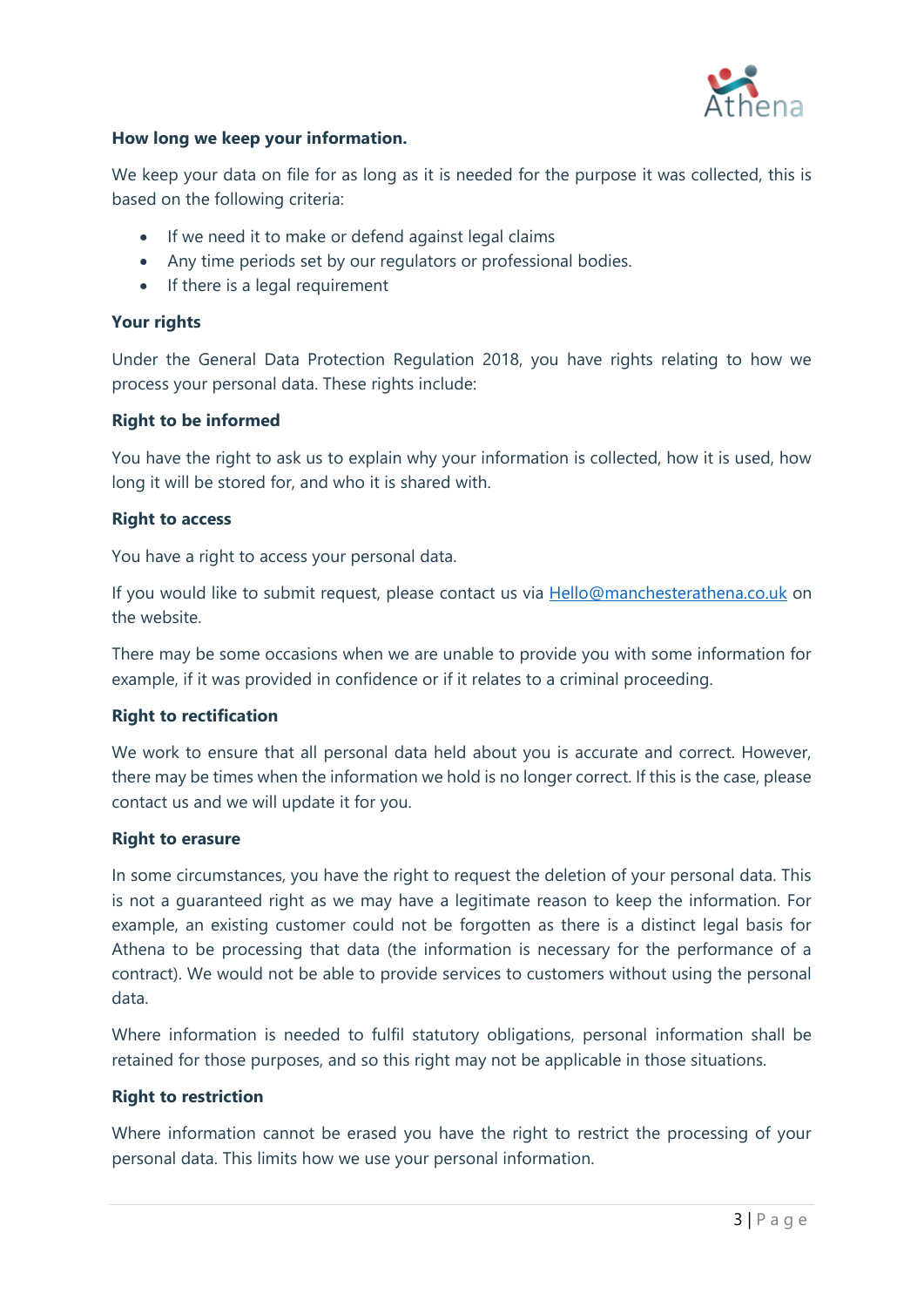**How long we keep your information.**

We keep your data on file for as long as it is needed for the purpose it was collected, this is based on the following criteria:

- If we need it to make or defend against legal claims
- Any time periods set by our regulators or professional bodies.
- If there is a legal requirement

**Your rights**

Under the General Data Protection Regulation 2018, you have rights relating to how we process your personal data. These rights include:

**Right to be informed**

You have the right to ask us to explain why your information is collected, how it is used, how long it will be stored for, and who it is shared with.

**Right to access**

You have a right to access your personal data.

If you would like to submit request, please contact us via Hello@manchesterathena.co.uk on the website.

There may be some occasions when we are unable to provide you with some information for example, if it was provided in confidence or if it relates to a criminal proceeding.

**Right to rectification**

We work to ensure that all personal data held about you is accurate and correct. However, there may be times when the information we hold is no longer correct. If this is the case, please contact us and we will update it for you.

**Right to erasure**

In some circumstances, you have the right to request the deletion of your personal data. This is not a guaranteed right as we may have a legitimate reason to keep the information. For example, an existing customer could not be forgotten as there is a distinct legal basis for Athena to be processing that data (the information is necessary for the performance of a contract). We would not be able to provide services to customers without using the personal data.

Where information is needed to fulfil statutory obligations, personal information shall be retained for those purposes, and so this right may not be applicable in those situations.

**Right to restriction**

Where information cannot be erased you have the right to restrict the processing of your personal data. This limits how we use your personal information.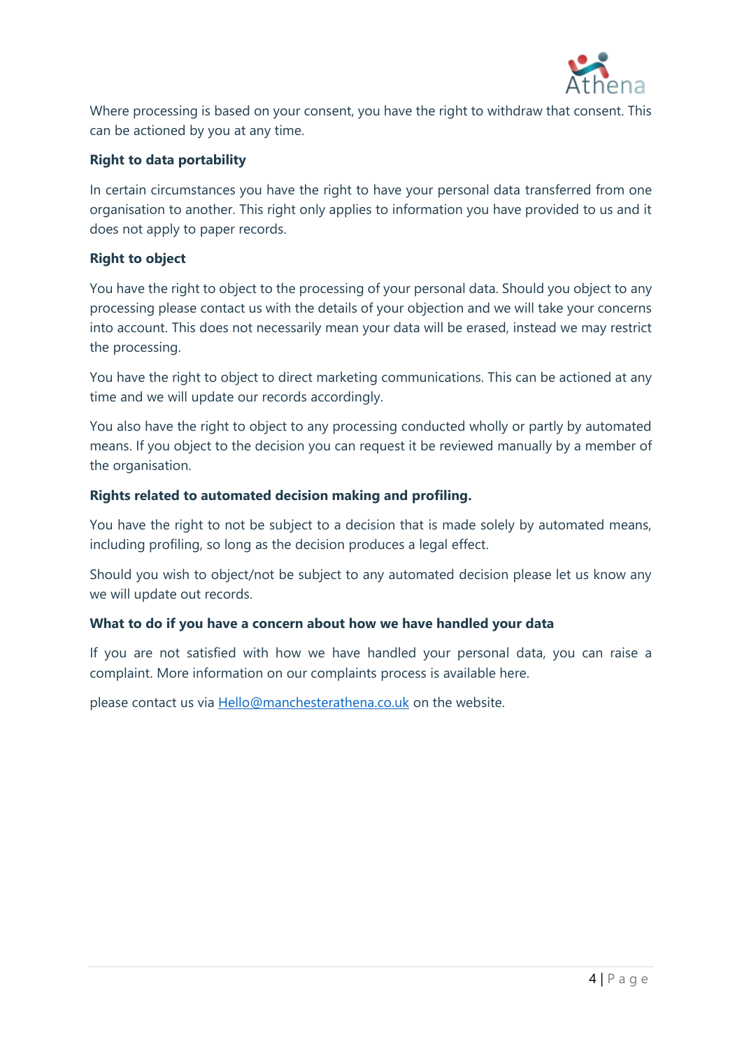Where processing is based on your consent, you have the right to withdraw that consent. This can be actioned by you at any time.

**Right to data portability**

In certain circumstances you have the right to have your personal data transferred from one organisation to another. This right only applies to information you have provided to us and it does not apply to paper records.

**Right to object**

You have the right to object to the processing of your personal data. Should you object to any processing please contact us with the details of your objection and we will take your concerns into account. This does not necessarily mean your data will be erased, instead we may restrict the processing.

You have the right to object to direct marketing communications. This can be actioned at any time and we will update our records accordingly.

You also have the right to object to any processing conducted wholly or partly by automated means. If you object to the decision you can request it be reviewed manually by a member of the organisation.

**Rights related to automated decision making and profiling.**

You have the right to not be subject to a decision that is made solely by automated means, including profiling, so long as the decision produces a legal effect.

Should you wish to object/not be subject to any automated decision please let us know any we will update out records.

**What to do if you have a concern about how we have handled your data**

If you are not satisfied with how we have handled your personal data, you can raise a complaint. More information on our complaints process is available here.

please contact us via [Hello@manchesterathena.co.uk](mailto:Hello@manchesterathena.co.uk) on the website.